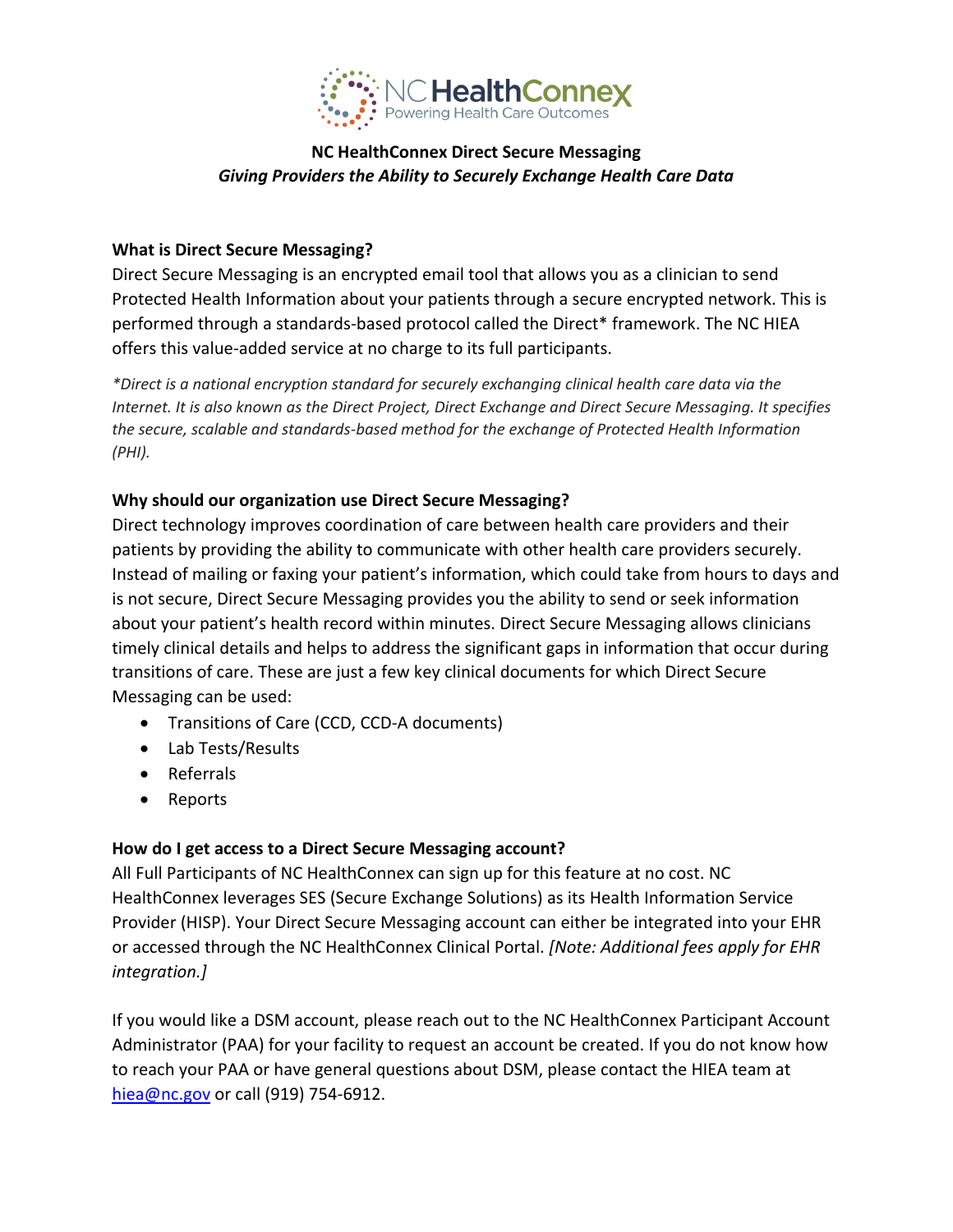NC HealthConnex
Powering Health Care Outcomes

# NC HealthConnex Direct Secure Messaging

*Giving Providers the Ability to Securely Exchange Health Care Data*

## What is Direct Secure Messaging?

Direct Secure Messaging is an encrypted email tool that allows you as a clinician to send Protected Health Information about your patients through a secure encrypted network. This is performed through a standards-based protocol called the Direct* framework. The NC HIEA offers this value-added service at no charge to its full participants.

*\*Direct is a national encryption standard for securely exchanging clinical health care data via the Internet. It is also known as the Direct Project, Direct Exchange and Direct Secure Messaging. It specifies the secure, scalable and standards-based method for the exchange of Protected Health Information (PHI).*

## Why should our organization use Direct Secure Messaging?

Direct technology improves coordination of care between health care providers and their patients by providing the ability to communicate with other health care providers securely. Instead of mailing or faxing your patient's information, which could take from hours to days and is not secure, Direct Secure Messaging provides you the ability to send or seek information about your patient's health record within minutes. Direct Secure Messaging allows clinicians timely clinical details and helps to address the significant gaps in information that occur during transitions of care. These are just a few key clinical documents for which Direct Secure Messaging can be used:

- Transitions of Care (CCD, CCD-A documents)
- Lab Tests/Results
- Referrals
- Reports

## How do I get access to a Direct Secure Messaging account?

All Full Participants of NC HealthConnex can sign up for this feature at no cost. NC HealthConnex leverages SES (Secure Exchange Solutions) as its Health Information Service Provider (HISP). Your Direct Secure Messaging account can either be integrated into your EHR or accessed through the NC HealthConnex Clinical Portal. *[Note: Additional fees apply for EHR integration.]*

If you would like a DSM account, please reach out to the NC HealthConnex Participant Account Administrator (PAA) for your facility to request an account be created. If you do not know how to reach your PAA or have general questions about DSM, please contact the HIEA team at hiea@nc.gov or call (919) 754-6912.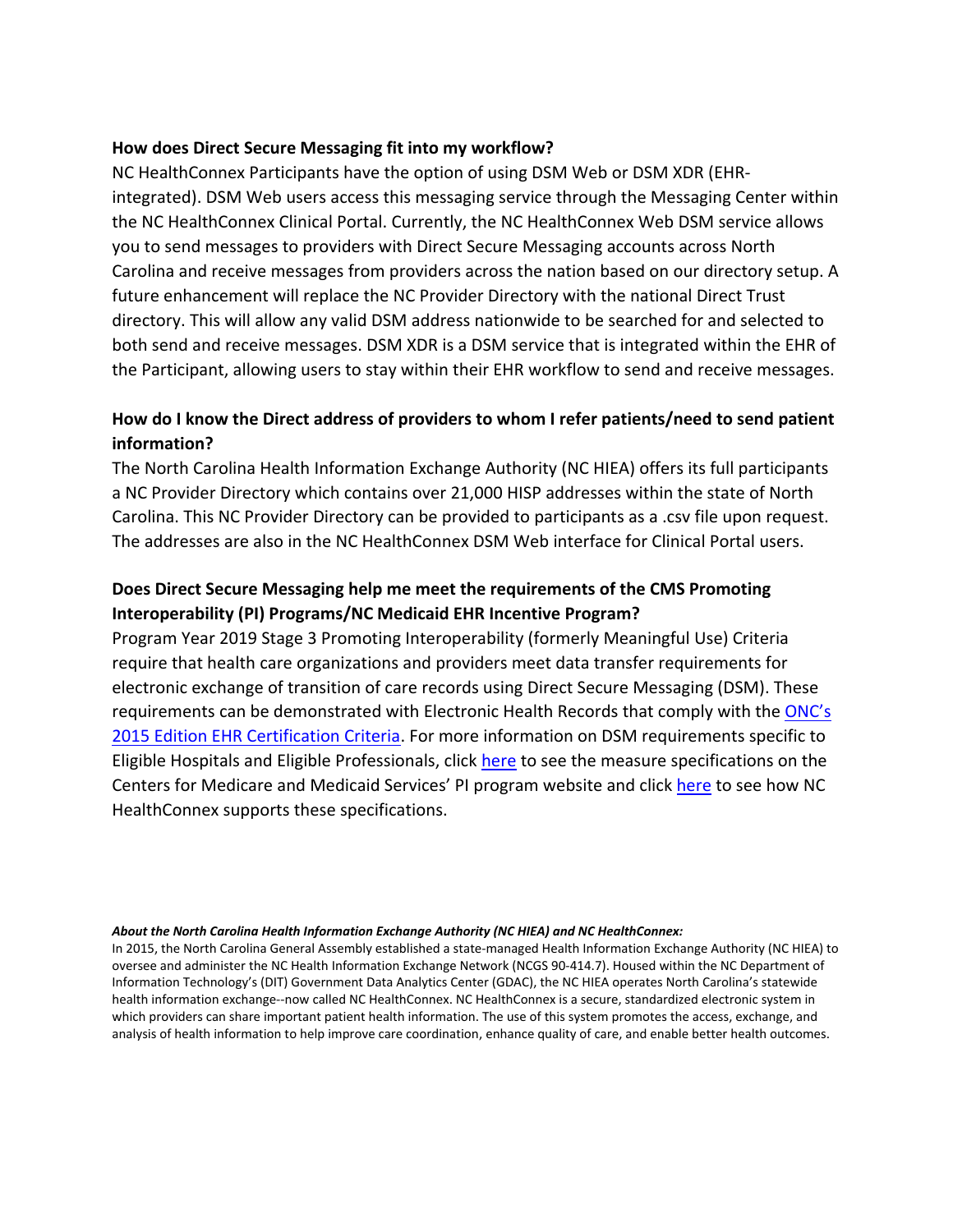**How does Direct Secure Messaging fit into my workflow?**

NC HealthConnex Participants have the option of using DSM Web or DSM XDR (EHR-integrated). DSM Web users access this messaging service through the Messaging Center within the NC HealthConnex Clinical Portal. Currently, the NC HealthConnex Web DSM service allows you to send messages to providers with Direct Secure Messaging accounts across North Carolina and receive messages from providers across the nation based on our directory setup. A future enhancement will replace the NC Provider Directory with the national Direct Trust directory. This will allow any valid DSM address nationwide to be searched for and selected to both send and receive messages. DSM XDR is a DSM service that is integrated within the EHR of the Participant, allowing users to stay within their EHR workflow to send and receive messages.

## How do I know the Direct address of providers to whom I refer patients/need to send patient information?

The North Carolina Health Information Exchange Authority (NC HIEA) offers its full participants a NC Provider Directory which contains over 21,000 HISP addresses within the state of North Carolina. This NC Provider Directory can be provided to participants as a .csv file upon request. The addresses are also in the NC HealthConnex DSM Web interface for Clinical Portal users.

## Does Direct Secure Messaging help me meet the requirements of the CMS Promoting Interoperability (PI) Programs/NC Medicaid EHR Incentive Program?

Program Year 2019 Stage 3 Promoting Interoperability (formerly Meaningful Use) Criteria require that health care organizations and providers meet data transfer requirements for electronic exchange of transition of care records using Direct Secure Messaging (DSM). These requirements can be demonstrated with Electronic Health Records that comply with the ONC's 2015 Edition EHR Certification Criteria. For more information on DSM requirements specific to Eligible Hospitals and Eligible Professionals, click here to see the measure specifications on the Centers for Medicare and Medicaid Services' PI program website and click here to see how NC HealthConnex supports these specifications.

***About the North Carolina Health Information Exchange Authority (NC HIEA) and NC HealthConnex:***

In 2015, the North Carolina General Assembly established a state-managed Health Information Exchange Authority (NC HIEA) to oversee and administer the NC Health Information Exchange Network (NCGS 90-414.7). Housed within the NC Department of Information Technology's (DIT) Government Data Analytics Center (GDAC), the NC HIEA operates North Carolina's statewide health information exchange--now called NC HealthConnex. NC HealthConnex is a secure, standardized electronic system in which providers can share important patient health information. The use of this system promotes the access, exchange, and analysis of health information to help improve care coordination, enhance quality of care, and enable better health outcomes.